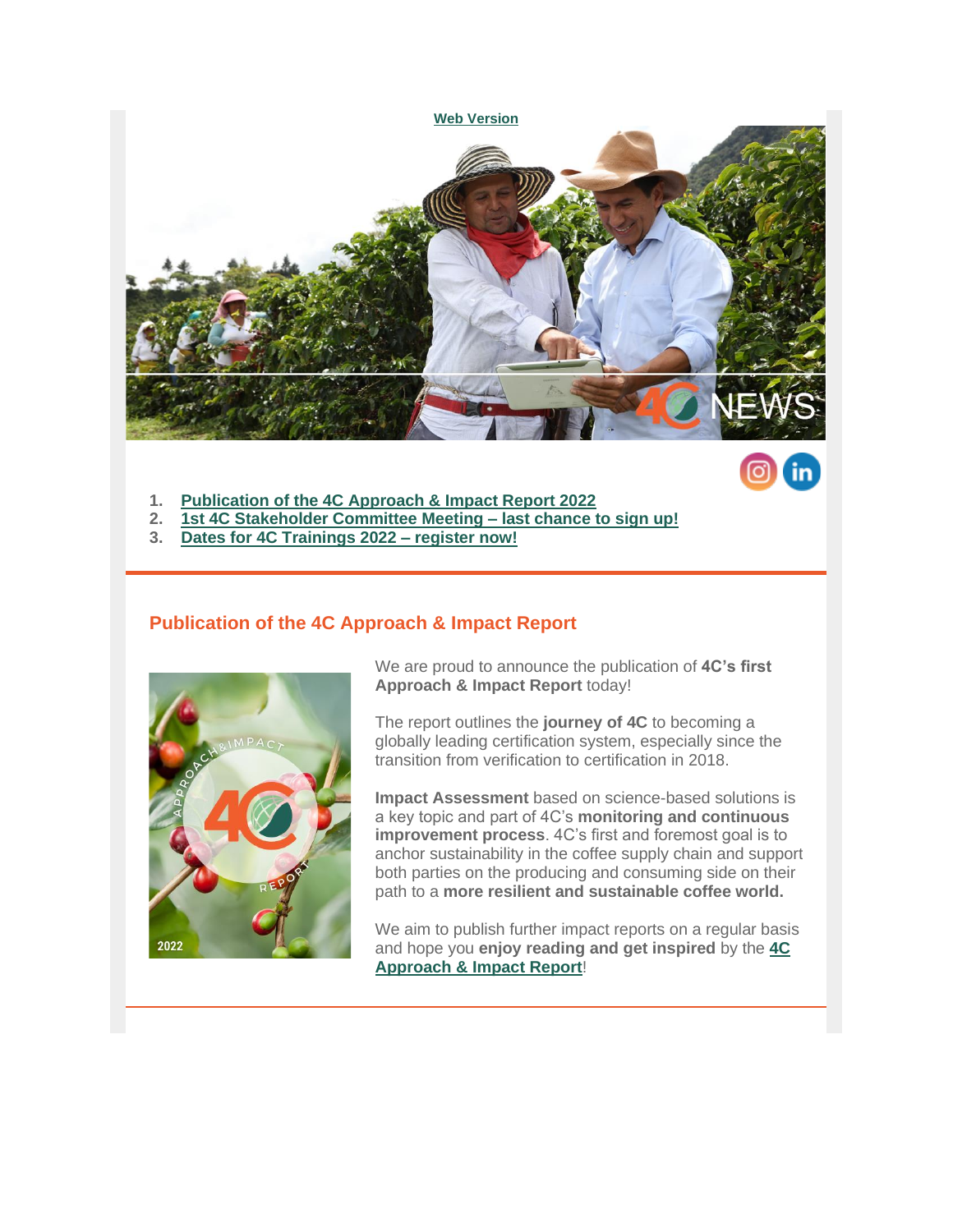Web Version

1. Publication of the 4C Approach & Impact Report 2022
2. 1st 4C Stakeholder Committee Meeting – last chance to sign up!
3. Dates for 4C Trainings 2022 – register now!

## Publication of the 4C Approach & Impact Report

We are proud to announce the publication of **4C's first Approach & Impact Report** today!

The report outlines the **journey of 4C** to becoming a globally leading certification system, especially since the transition from verification to certification in 2018.

**Impact Assessment** based on science-based solutions is a key topic and part of 4C's **monitoring and continuous improvement process**. 4C's first and foremost goal is to anchor sustainability in the coffee supply chain and support both parties on the producing and consuming side on their path to a **more resilient and sustainable coffee world.**

We aim to publish further impact reports on a regular basis and hope you **enjoy reading and get inspired** by the **4C Approach & Impact Report**!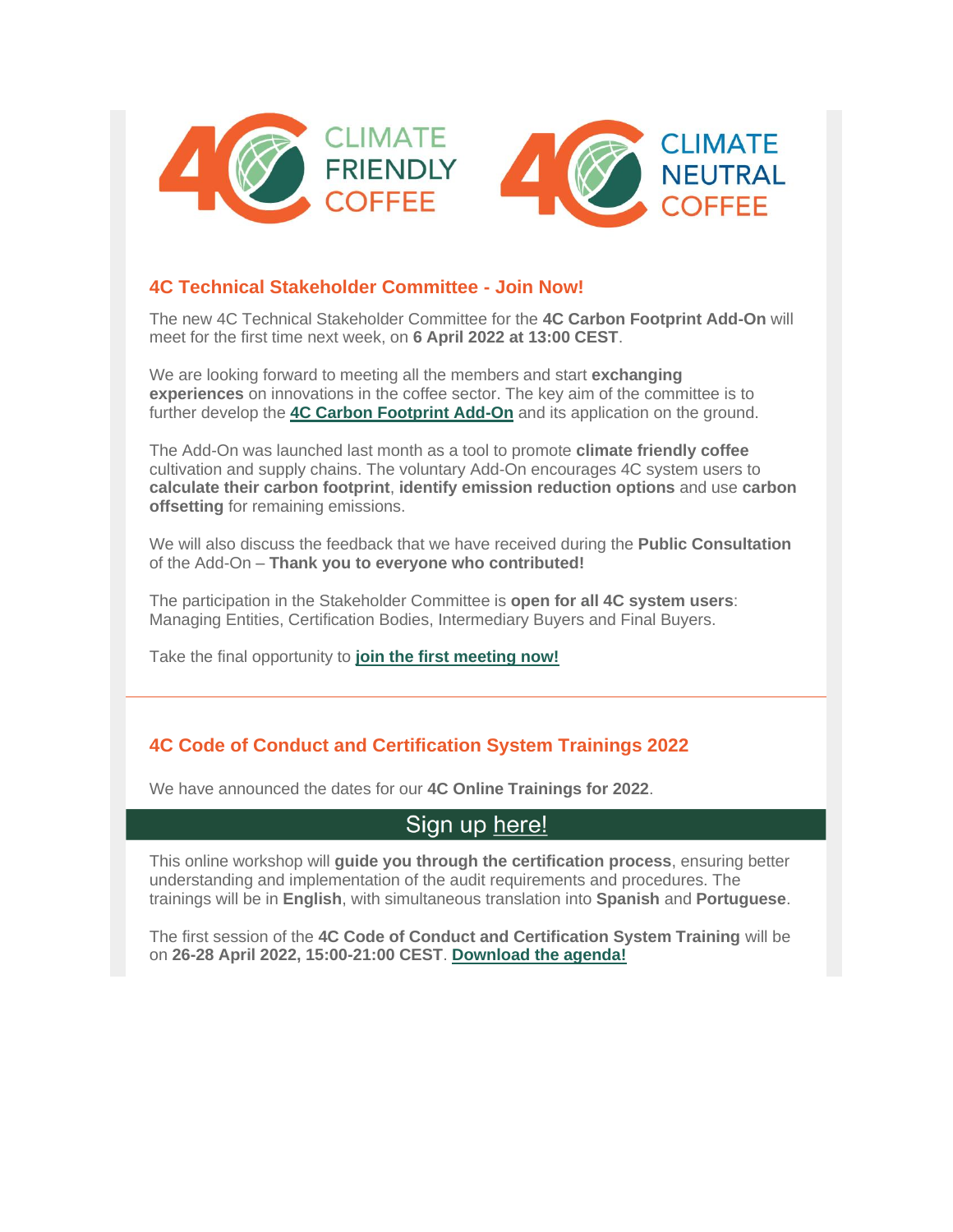4C CLIMATE FRIENDLY COFFEE

4C CLIMATE NEUTRAL COFFEE

## 4C Technical Stakeholder Committee - Join Now!

The new 4C Technical Stakeholder Committee for the **4C Carbon Footprint Add-On** will meet for the first time next week, on **6 April 2022 at 13:00 CEST**.

We are looking forward to meeting all the members and start **exchanging experiences** on innovations in the coffee sector. The key aim of the committee is to further develop the **4C Carbon Footprint Add-On** and its application on the ground.

The Add-On was launched last month as a tool to promote **climate friendly coffee** cultivation and supply chains. The voluntary Add-On encourages 4C system users to **calculate their carbon footprint**, **identify emission reduction options** and use **carbon offsetting** for remaining emissions.

We will also discuss the feedback that we have received during the **Public Consultation** of the Add-On – **Thank you to everyone who contributed!**

The participation in the Stakeholder Committee is **open for all 4C system users**: Managing Entities, Certification Bodies, Intermediary Buyers and Final Buyers.

Take the final opportunity to **join the first meeting now!**

---

## 4C Code of Conduct and Certification System Trainings 2022

We have announced the dates for our **4C Online Trainings for 2022**.

Sign up here!

This online workshop will **guide you through the certification process**, ensuring better understanding and implementation of the audit requirements and procedures. The trainings will be in **English**, with simultaneous translation into **Spanish** and **Portuguese**.

The first session of the **4C Code of Conduct and Certification System Training** will be on **26-28 April 2022, 15:00-21:00 CEST**. **Download the agenda!**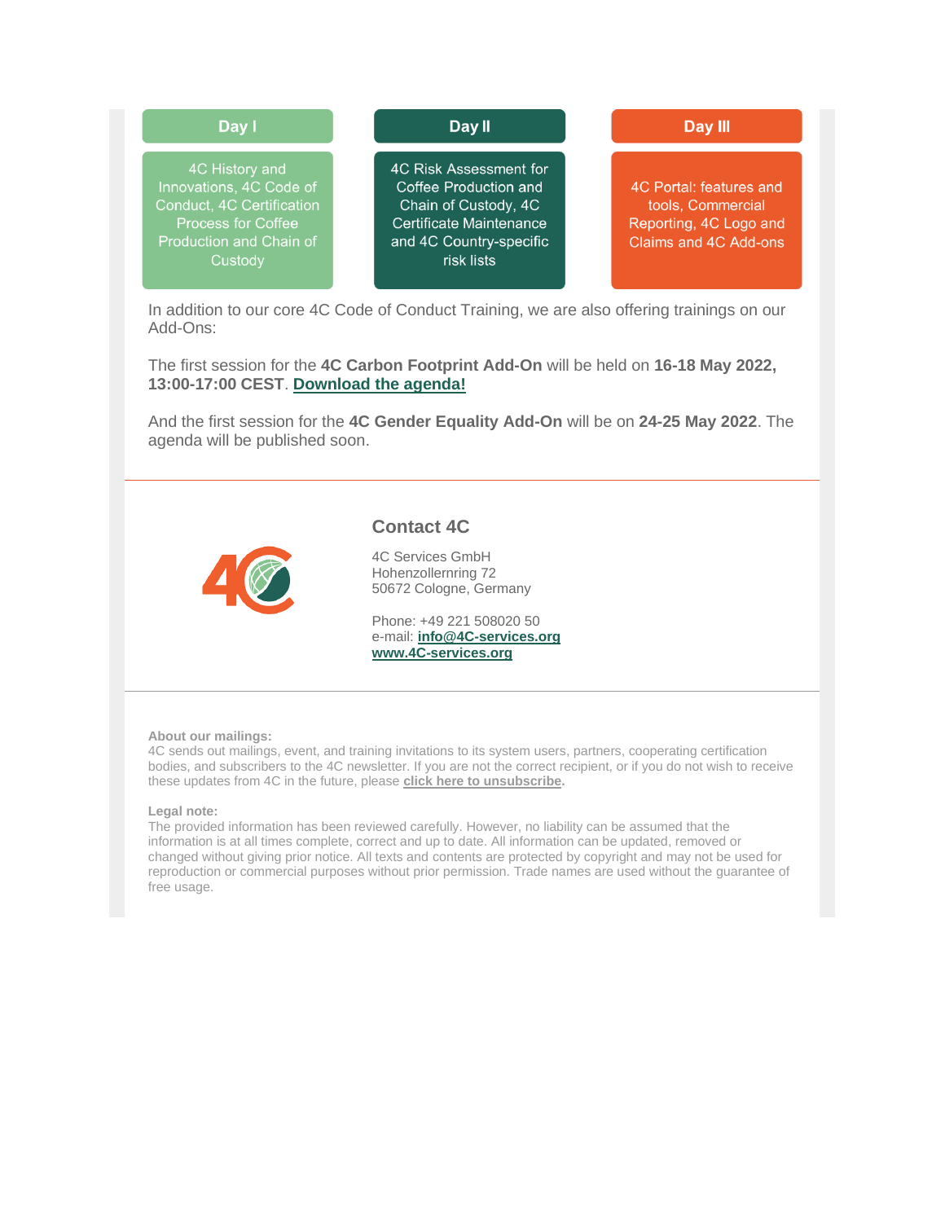| Day I | Day II | Day III |
|---|---|---|
| 4C History and Innovations, 4C Code of Conduct, 4C Certification Process for Coffee Production and Chain of Custody | 4C Risk Assessment for Coffee Production and Chain of Custody, 4C Certificate Maintenance and 4C Country-specific risk lists | 4C Portal: features and tools, Commercial Reporting, 4C Logo and Claims and 4C Add-ons |

In addition to our core 4C Code of Conduct Training, we are also offering trainings on our Add-Ons:

The first session for the **4C Carbon Footprint Add-On** will be held on **16-18 May 2022, 13:00-17:00 CEST**. **Download the agenda!**

And the first session for the **4C Gender Equality Add-On** will be on **24-25 May 2022**. The agenda will be published soon.

---

## Contact 4C

4C Services GmbH
Hohenzollernring 72
50672 Cologne, Germany

Phone: +49 221 508020 50
e-mail: **info@4C-services.org**
**www.4C-services.org**

---

**About our mailings:**
4C sends out mailings, event, and training invitations to its system users, partners, cooperating certification bodies, and subscribers to the 4C newsletter. If you are not the correct recipient, or if you do not wish to receive these updates from 4C in the future, please **click here to unsubscribe**.

**Legal note:**
The provided information has been reviewed carefully. However, no liability can be assumed that the information is at all times complete, correct and up to date. All information can be updated, removed or changed without giving prior notice. All texts and contents are protected by copyright and may not be used for reproduction or commercial purposes without prior permission. Trade names are used without the guarantee of free usage.